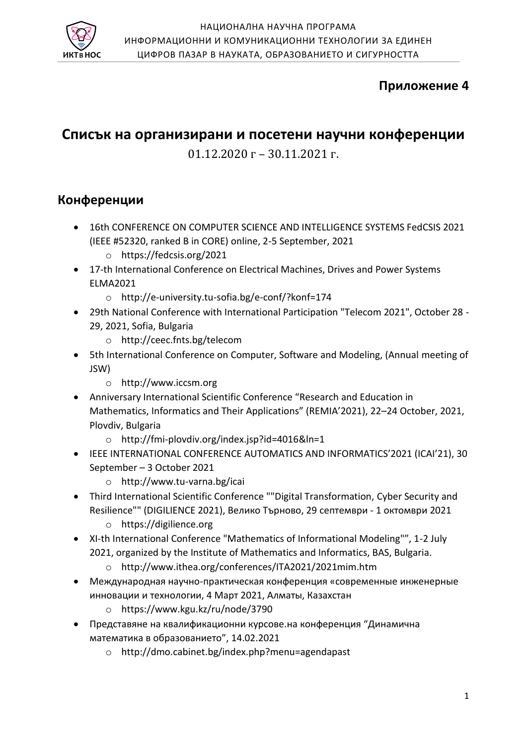**Приложение 4**

# Списък на организирани и посетени научни конференции

01.12.2020 г – 30.11.2021 г.

## Конференции

- 16th CONFERENCE ON COMPUTER SCIENCE AND INTELLIGENCE SYSTEMS FedCSIS 2021 (IEEE #52320, ranked B in CORE) online, 2-5 September, 2021
  - https://fedcsis.org/2021
- 17-th International Conference on Electrical Machines, Drives and Power Systems ELMA2021
  - http://e-university.tu-sofia.bg/e-conf/?konf=174
- 29th National Conference with International Participation "Telecom 2021", October 28 - 29, 2021, Sofia, Bulgaria
  - http://ceec.fnts.bg/telecom
- 5th International Conference on Computer, Software and Modeling, (Annual meeting of JSW)
  - http://www.iccsm.org
- Anniversary International Scientific Conference "Research and Education in Mathematics, Informatics and Their Applications" (REMIA'2021), 22–24 October, 2021, Plovdiv, Bulgaria
  - http://fmi-plovdiv.org/index.jsp?id=4016&ln=1
- IEEE INTERNATIONAL CONFERENCE AUTOMATICS AND INFORMATICS'2021 (ICAI'21), 30 September – 3 October 2021
  - http://www.tu-varna.bg/icai
- Third International Scientific Conference ""Digital Transformation, Cyber Security and Resilience"" (DIGILIENCE 2021), Велико Търново, 29 септември - 1 октомври 2021
  - https://digilience.org
- XI-th International Conference "Mathematics of Informational Modeling"", 1-2 July 2021, organized by the Institute of Mathematics and Informatics, BAS, Bulgaria.
  - http://www.ithea.org/conferences/ITA2021/2021mim.htm
- Международная научно-практическая конференция «современные инженерные инновации и технологии, 4 Март 2021, Алматы, Казахстан
  - https://www.kgu.kz/ru/node/3790
- Представяне на квалификационни курсове.на конференция "Динамична математика в образованието", 14.02.2021
  - http://dmo.cabinet.bg/index.php?menu=agendapast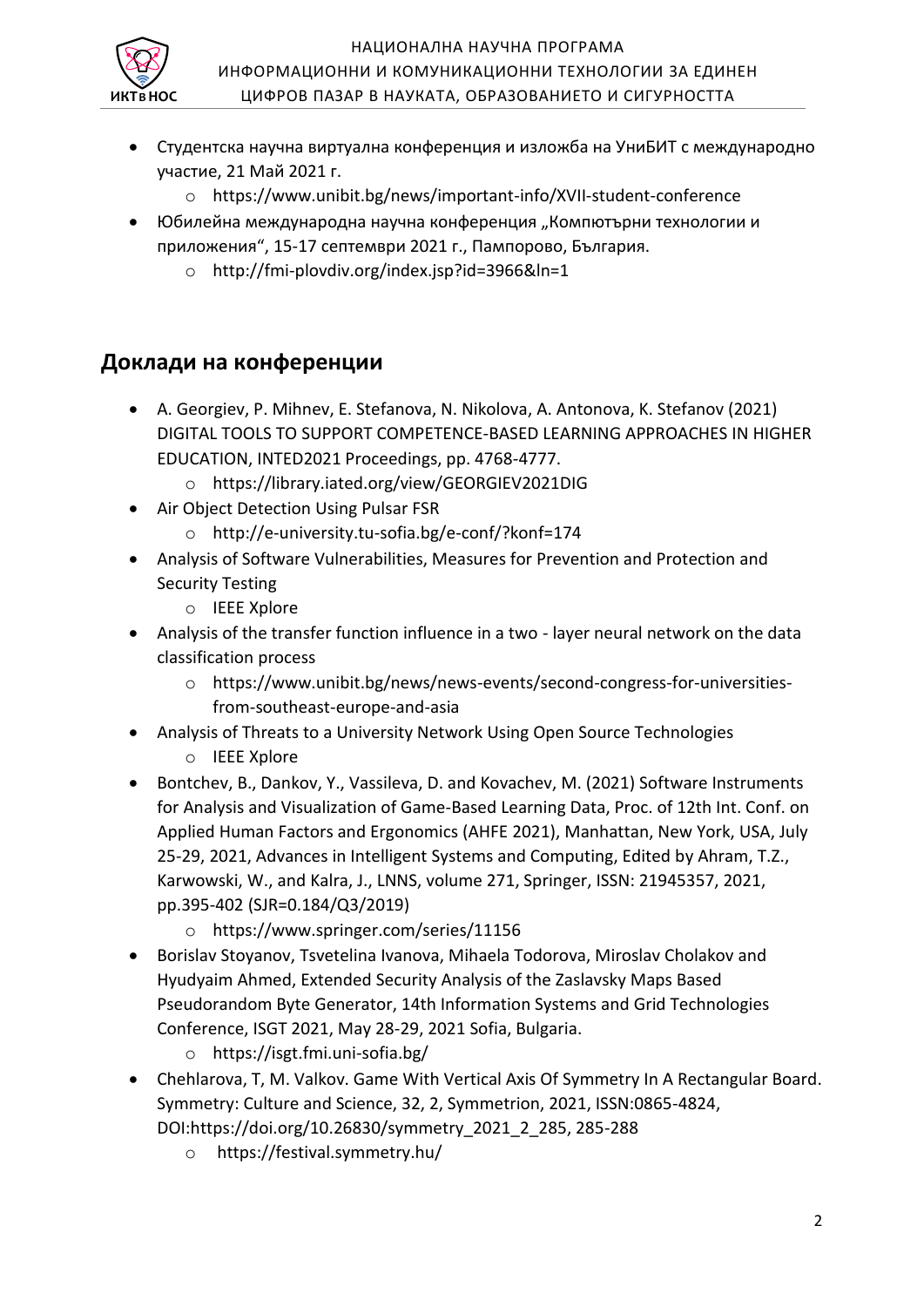- Студентска научна виртуална конференция и изложба на УниБИТ с международно участие, 21 Май 2021 г.
    - https://www.unibit.bg/news/important-info/XVII-student-conference
- Юбилейна международна научна конференция „Компютърни технологии и приложения", 15-17 септември 2021 г., Пампорово, България.
    - http://fmi-plovdiv.org/index.jsp?id=3966&ln=1

## Доклади на конференции

- A. Georgiev, P. Mihnev, E. Stefanova, N. Nikolova, A. Antonova, K. Stefanov (2021) DIGITAL TOOLS TO SUPPORT COMPETENCE-BASED LEARNING APPROACHES IN HIGHER EDUCATION, INTED2021 Proceedings, pp. 4768-4777.
    - https://library.iated.org/view/GEORGIEV2021DIG
- Air Object Detection Using Pulsar FSR
    - http://e-university.tu-sofia.bg/e-conf/?konf=174
- Analysis of Software Vulnerabilities, Measures for Prevention and Protection and Security Testing
    - IEEE Xplore
- Analysis of the transfer function influence in a two - layer neural network on the data classification process
    - https://www.unibit.bg/news/news-events/second-congress-for-universities-from-southeast-europe-and-asia
- Analysis of Threats to a University Network Using Open Source Technologies
    - IEEE Xplore
- Bontchev, B., Dankov, Y., Vassileva, D. and Kovachev, M. (2021) Software Instruments for Analysis and Visualization of Game-Based Learning Data, Proc. of 12th Int. Conf. on Applied Human Factors and Ergonomics (AHFE 2021), Manhattan, New York, USA, July 25-29, 2021, Advances in Intelligent Systems and Computing, Edited by Ahram, T.Z., Karwowski, W., and Kalra, J., LNNS, volume 271, Springer, ISSN: 21945357, 2021, pp.395-402 (SJR=0.184/Q3/2019)
    - https://www.springer.com/series/11156
- Borislav Stoyanov, Tsvetelina Ivanova, Mihaela Todorova, Miroslav Cholakov and Hyudyaim Ahmed, Extended Security Analysis of the Zaslavsky Maps Based Pseudorandom Byte Generator, 14th Information Systems and Grid Technologies Conference, ISGT 2021, May 28-29, 2021 Sofia, Bulgaria.
    - https://isgt.fmi.uni-sofia.bg/
- Chehlarova, T, M. Valkov. Game With Vertical Axis Of Symmetry In A Rectangular Board. Symmetry: Culture and Science, 32, 2, Symmetrion, 2021, ISSN:0865-4824, DOI:https://doi.org/10.26830/symmetry_2021_2_285, 285-288
    - https://festival.symmetry.hu/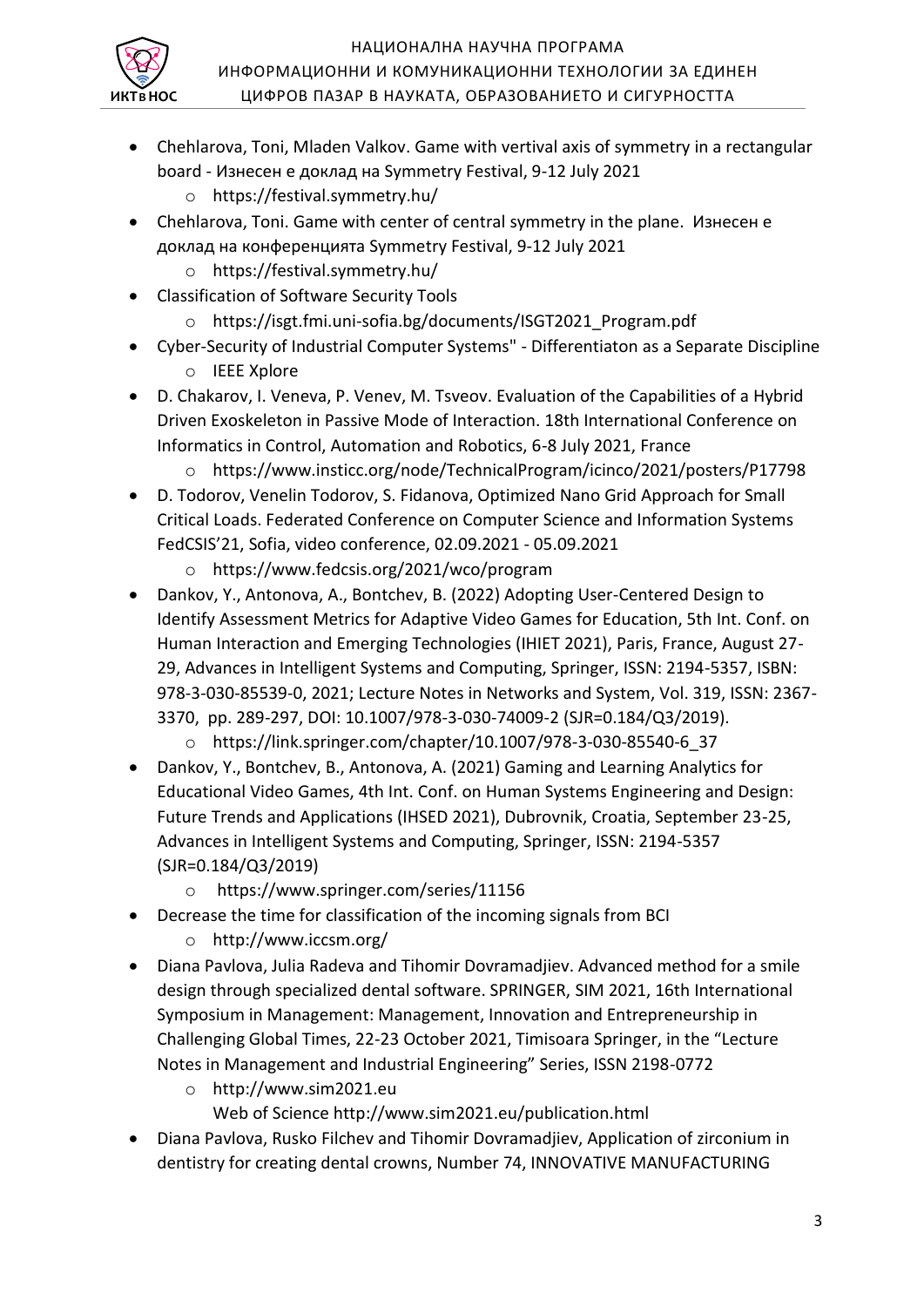- Chehlarova, Toni, Mladen Valkov. Game with vertival axis of symmetry in a rectangular board - Изнесен е доклад на Symmetry Festival, 9-12 July 2021
    - https://festival.symmetry.hu/
- Chehlarova, Toni. Game with center of central symmetry in the plane. Изнесен е доклад на конференцията Symmetry Festival, 9-12 July 2021
    - https://festival.symmetry.hu/
- Classification of Software Security Tools
    - https://isgt.fmi.uni-sofia.bg/documents/ISGT2021_Program.pdf
- Cyber-Security of Industrial Computer Systems" - Differentiaton as a Separate Discipline
    - IEEE Xplore
- D. Chakarov, I. Veneva, P. Venev, M. Tsveov. Evaluation of the Capabilities of a Hybrid Driven Exoskeleton in Passive Mode of Interaction. 18th International Conference on Informatics in Control, Automation and Robotics, 6-8 July 2021, France
    - https://www.insticc.org/node/TechnicalProgram/icinco/2021/posters/P17798
- D. Todorov, Venelin Todorov, S. Fidanova, Optimized Nano Grid Approach for Small Critical Loads. Federated Conference on Computer Science and Information Systems FedCSIS'21, Sofia, video conference, 02.09.2021 - 05.09.2021
    - https://www.fedcsis.org/2021/wco/program
- Dankov, Y., Antonova, A., Bontchev, B. (2022) Adopting User-Centered Design to Identify Assessment Metrics for Adaptive Video Games for Education, 5th Int. Conf. on Human Interaction and Emerging Technologies (IHIET 2021), Paris, France, August 27-29, Advances in Intelligent Systems and Computing, Springer, ISSN: 2194-5357, ISBN: 978-3-030-85539-0, 2021; Lecture Notes in Networks and System, Vol. 319, ISSN: 2367-3370, pp. 289-297, DOI: 10.1007/978-3-030-74009-2 (SJR=0.184/Q3/2019).
    - https://link.springer.com/chapter/10.1007/978-3-030-85540-6_37
- Dankov, Y., Bontchev, B., Antonova, A. (2021) Gaming and Learning Analytics for Educational Video Games, 4th Int. Conf. on Human Systems Engineering and Design: Future Trends and Applications (IHSED 2021), Dubrovnik, Croatia, September 23-25, Advances in Intelligent Systems and Computing, Springer, ISSN: 2194-5357 (SJR=0.184/Q3/2019)
    - https://www.springer.com/series/11156
- Decrease the time for classification of the incoming signals from BCI
    - http://www.iccsm.org/
- Diana Pavlova, Julia Radeva and Tihomir Dovramadjiev. Advanced method for a smile design through specialized dental software. SPRINGER, SIM 2021, 16th International Symposium in Management: Management, Innovation and Entrepreneurship in Challenging Global Times, 22-23 October 2021, Timisoara Springer, in the "Lecture Notes in Management and Industrial Engineering" Series, ISSN 2198-0772
    - http://www.sim2021.eu
      Web of Science http://www.sim2021.eu/publication.html
- Diana Pavlova, Rusko Filchev and Tihomir Dovramadjiev, Application of zirconium in dentistry for creating dental crowns, Number 74, INNOVATIVE MANUFACTURING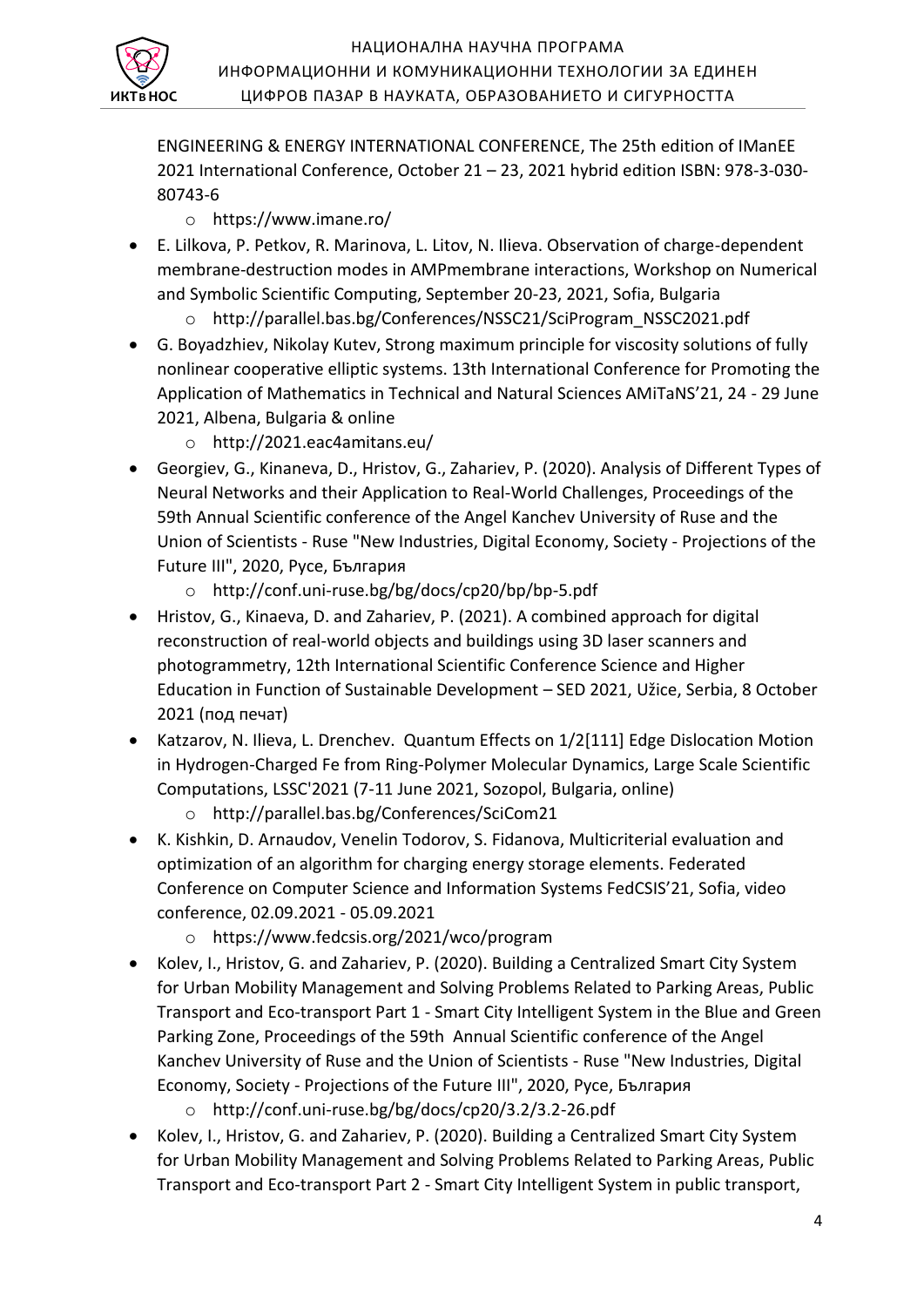ENGINEERING & ENERGY INTERNATIONAL CONFERENCE, The 25th edition of IManEE 2021 International Conference, October 21 – 23, 2021 hybrid edition ISBN: 978-3-030-80743-6

  - https://www.imane.ro/

- E. Lilkova, P. Petkov, R. Marinova, L. Litov, N. Ilieva. Observation of charge-dependent membrane-destruction modes in AMPmembrane interactions, Workshop on Numerical and Symbolic Scientific Computing, September 20-23, 2021, Sofia, Bulgaria
  - http://parallel.bas.bg/Conferences/NSSC21/SciProgram_NSSC2021.pdf
- G. Boyadzhiev, Nikolay Kutev, Strong maximum principle for viscosity solutions of fully nonlinear cooperative elliptic systems. 13th International Conference for Promoting the Application of Mathematics in Technical and Natural Sciences AMiTaNS'21, 24 - 29 June 2021, Albena, Bulgaria & online
  - http://2021.eac4amitans.eu/
- Georgiev, G., Kinaneva, D., Hristov, G., Zahariev, P. (2020). Analysis of Different Types of Neural Networks and their Application to Real-World Challenges, Proceedings of the 59th Annual Scientific conference of the Angel Kanchev University of Ruse and the Union of Scientists - Ruse "New Industries, Digital Economy, Society - Projections of the Future III", 2020, Русе, България
  - http://conf.uni-ruse.bg/bg/docs/cp20/bp/bp-5.pdf
- Hristov, G., Kinaeva, D. and Zahariev, P. (2021). A combined approach for digital reconstruction of real-world objects and buildings using 3D laser scanners and photogrammetry, 12th International Scientific Conference Science and Higher Education in Function of Sustainable Development – SED 2021, Užice, Serbia, 8 October 2021 (под печат)
- Katzarov, N. Ilieva, L. Drenchev. Quantum Effects on 1/2[111] Edge Dislocation Motion in Hydrogen-Charged Fe from Ring-Polymer Molecular Dynamics, Large Scale Scientific Computations, LSSC'2021 (7-11 June 2021, Sozopol, Bulgaria, online)
  - http://parallel.bas.bg/Conferences/SciCom21
- K. Kishkin, D. Arnaudov, Venelin Todorov, S. Fidanova, Multicriterial evaluation and optimization of an algorithm for charging energy storage elements. Federated Conference on Computer Science and Information Systems FedCSIS'21, Sofia, video conference, 02.09.2021 - 05.09.2021
  - https://www.fedcsis.org/2021/wco/program
- Kolev, I., Hristov, G. and Zahariev, P. (2020). Building a Centralized Smart City System for Urban Mobility Management and Solving Problems Related to Parking Areas, Public Transport and Eco-transport Part 1 - Smart City Intelligent System in the Blue and Green Parking Zone, Proceedings of the 59th Annual Scientific conference of the Angel Kanchev University of Ruse and the Union of Scientists - Ruse "New Industries, Digital Economy, Society - Projections of the Future III", 2020, Русе, България
  - http://conf.uni-ruse.bg/bg/docs/cp20/3.2/3.2-26.pdf
- Kolev, I., Hristov, G. and Zahariev, P. (2020). Building a Centralized Smart City System for Urban Mobility Management and Solving Problems Related to Parking Areas, Public Transport and Eco-transport Part 2 - Smart City Intelligent System in public transport,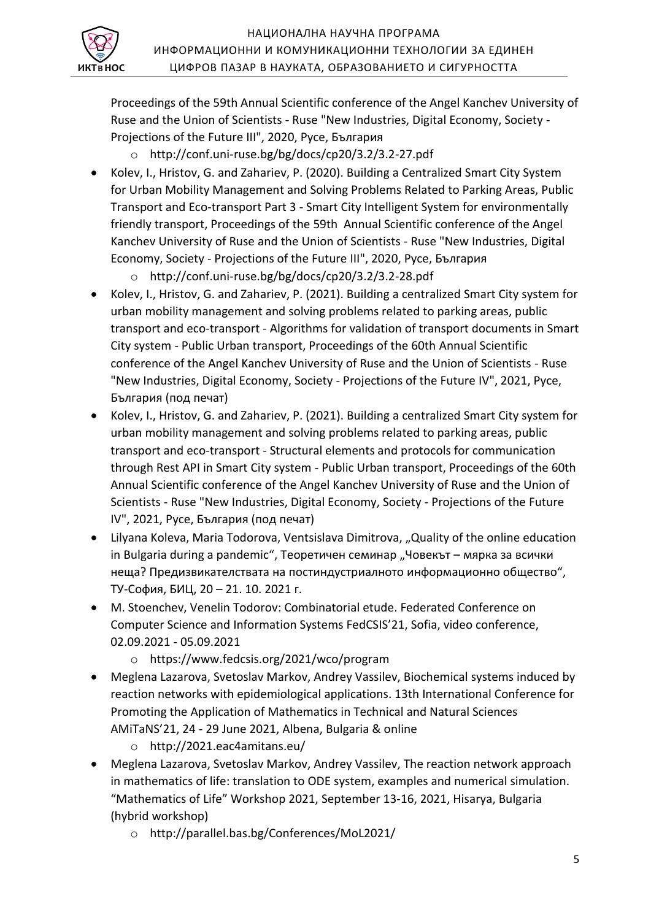Proceedings of the 59th Annual Scientific conference of the Angel Kanchev University of Ruse and the Union of Scientists - Ruse "New Industries, Digital Economy, Society - Projections of the Future III", 2020, Русе, България

  - http://conf.uni-ruse.bg/bg/docs/cp20/3.2/3.2-27.pdf

- Kolev, I., Hristov, G. and Zahariev, P. (2020). Building a Centralized Smart City System for Urban Mobility Management and Solving Problems Related to Parking Areas, Public Transport and Eco-transport Part 3 - Smart City Intelligent System for environmentally friendly transport, Proceedings of the 59th Annual Scientific conference of the Angel Kanchev University of Ruse and the Union of Scientists - Ruse "New Industries, Digital Economy, Society - Projections of the Future III", 2020, Русе, България
  - http://conf.uni-ruse.bg/bg/docs/cp20/3.2/3.2-28.pdf
- Kolev, I., Hristov, G. and Zahariev, P. (2021). Building a centralized Smart City system for urban mobility management and solving problems related to parking areas, public transport and eco-transport - Algorithms for validation of transport documents in Smart City system - Public Urban transport, Proceedings of the 60th Annual Scientific conference of the Angel Kanchev University of Ruse and the Union of Scientists - Ruse "New Industries, Digital Economy, Society - Projections of the Future IV", 2021, Русе, България (под печат)
- Kolev, I., Hristov, G. and Zahariev, P. (2021). Building a centralized Smart City system for urban mobility management and solving problems related to parking areas, public transport and eco-transport - Structural elements and protocols for communication through Rest API in Smart City system - Public Urban transport, Proceedings of the 60th Annual Scientific conference of the Angel Kanchev University of Ruse and the Union of Scientists - Ruse "New Industries, Digital Economy, Society - Projections of the Future IV", 2021, Русе, България (под печат)
- Lilyana Koleva, Maria Todorova, Ventsislava Dimitrova, „Quality of the online education in Bulgaria during a pandemic", Теоретичен семинар „Човекът – мярка за всички неща? Предизвикателствата на постиндустриалното информационно общество", ТУ-София, БИЦ, 20 – 21. 10. 2021 г.
- M. Stoenchev, Venelin Todorov: Combinatorial etude. Federated Conference on Computer Science and Information Systems FedCSIS'21, Sofia, video conference, 02.09.2021 - 05.09.2021
  - https://www.fedcsis.org/2021/wco/program
- Meglena Lazarova, Svetoslav Markov, Andrey Vassilev, Biochemical systems induced by reaction networks with epidemiological applications. 13th International Conference for Promoting the Application of Mathematics in Technical and Natural Sciences AMiTaNS'21, 24 - 29 June 2021, Albena, Bulgaria & online
  - http://2021.eac4amitans.eu/
- Meglena Lazarova, Svetoslav Markov, Andrey Vassilev, The reaction network approach in mathematics of life: translation to ODE system, examples and numerical simulation. "Mathematics of Life" Workshop 2021, September 13-16, 2021, Hisarya, Bulgaria (hybrid workshop)
  - http://parallel.bas.bg/Conferences/MoL2021/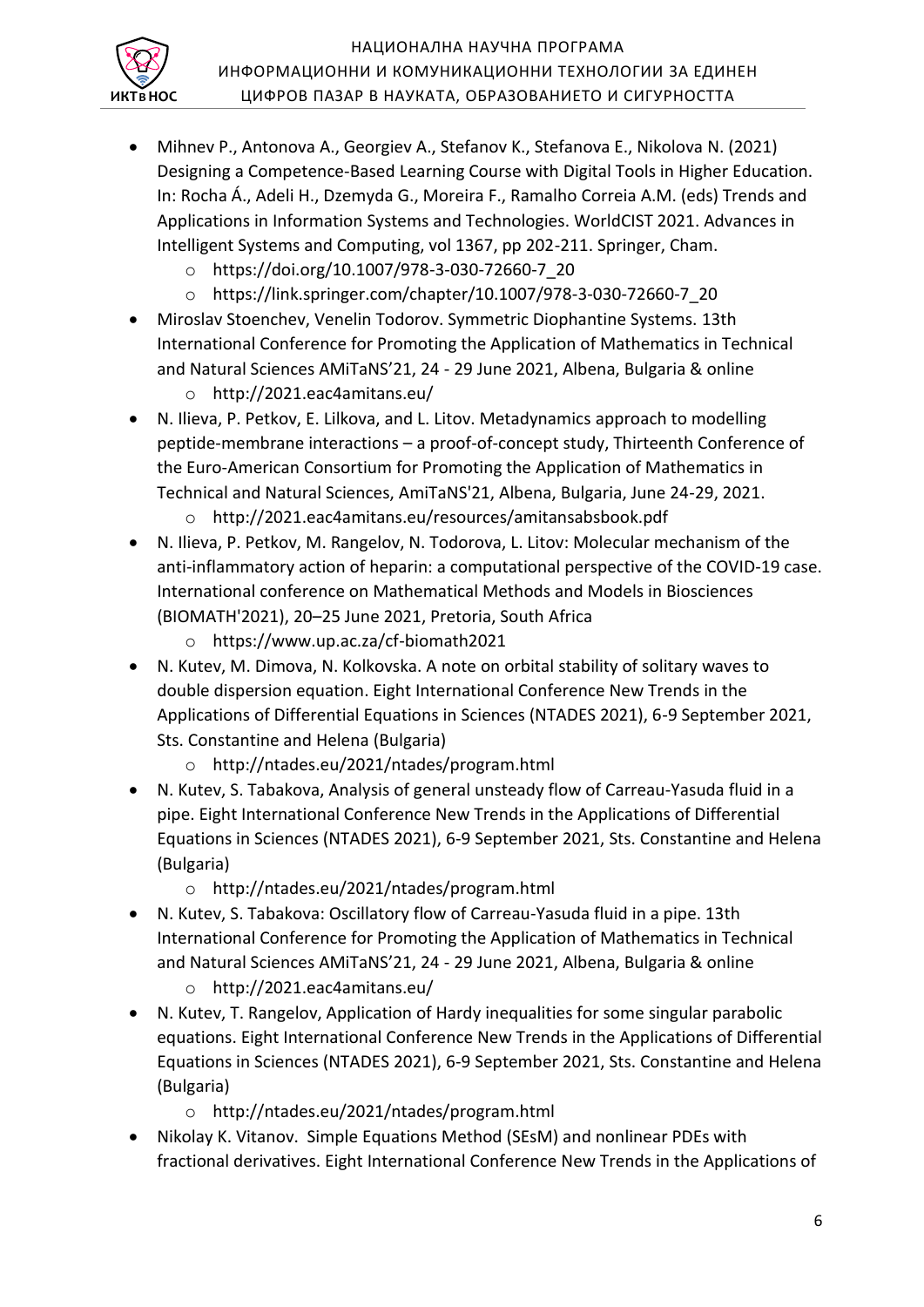- Mihnev P., Antonova A., Georgiev A., Stefanov K., Stefanova E., Nikolova N. (2021) Designing a Competence-Based Learning Course with Digital Tools in Higher Education. In: Rocha Á., Adeli H., Dzemyda G., Moreira F., Ramalho Correia A.M. (eds) Trends and Applications in Information Systems and Technologies. WorldCIST 2021. Advances in Intelligent Systems and Computing, vol 1367, pp 202-211. Springer, Cham.
    - https://doi.org/10.1007/978-3-030-72660-7_20
    - https://link.springer.com/chapter/10.1007/978-3-030-72660-7_20
- Miroslav Stoenchev, Venelin Todorov. Symmetric Diophantine Systems. 13th International Conference for Promoting the Application of Mathematics in Technical and Natural Sciences AMiTaNS'21, 24 - 29 June 2021, Albena, Bulgaria & online
    - http://2021.eac4amitans.eu/
- N. Ilieva, P. Petkov, E. Lilkova, and L. Litov. Metadynamics approach to modelling peptide-membrane interactions – a proof-of-concept study, Thirteenth Conference of the Euro-American Consortium for Promoting the Application of Mathematics in Technical and Natural Sciences, AmiTaNS'21, Albena, Bulgaria, June 24-29, 2021.
    - http://2021.eac4amitans.eu/resources/amitansabsbook.pdf
- N. Ilieva, P. Petkov, M. Rangelov, N. Todorova, L. Litov: Molecular mechanism of the anti-inflammatory action of heparin: a computational perspective of the COVID-19 case. International conference on Mathematical Methods and Models in Biosciences (BIOMATH'2021), 20–25 June 2021, Pretoria, South Africa
    - https://www.up.ac.za/cf-biomath2021
- N. Kutev, M. Dimova, N. Kolkovska. A note on orbital stability of solitary waves to double dispersion equation. Eight International Conference New Trends in the Applications of Differential Equations in Sciences (NTADES 2021), 6-9 September 2021, Sts. Constantine and Helena (Bulgaria)
    - http://ntades.eu/2021/ntades/program.html
- N. Kutev, S. Tabakova, Analysis of general unsteady flow of Carreau-Yasuda fluid in a pipe. Eight International Conference New Trends in the Applications of Differential Equations in Sciences (NTADES 2021), 6-9 September 2021, Sts. Constantine and Helena (Bulgaria)
    - http://ntades.eu/2021/ntades/program.html
- N. Kutev, S. Tabakova: Oscillatory flow of Carreau-Yasuda fluid in a pipe. 13th International Conference for Promoting the Application of Mathematics in Technical and Natural Sciences AMiTaNS'21, 24 - 29 June 2021, Albena, Bulgaria & online
    - http://2021.eac4amitans.eu/
- N. Kutev, T. Rangelov, Application of Hardy inequalities for some singular parabolic equations. Eight International Conference New Trends in the Applications of Differential Equations in Sciences (NTADES 2021), 6-9 September 2021, Sts. Constantine and Helena (Bulgaria)
    - http://ntades.eu/2021/ntades/program.html
- Nikolay K. Vitanov. Simple Equations Method (SEsM) and nonlinear PDEs with fractional derivatives. Eight International Conference New Trends in the Applications of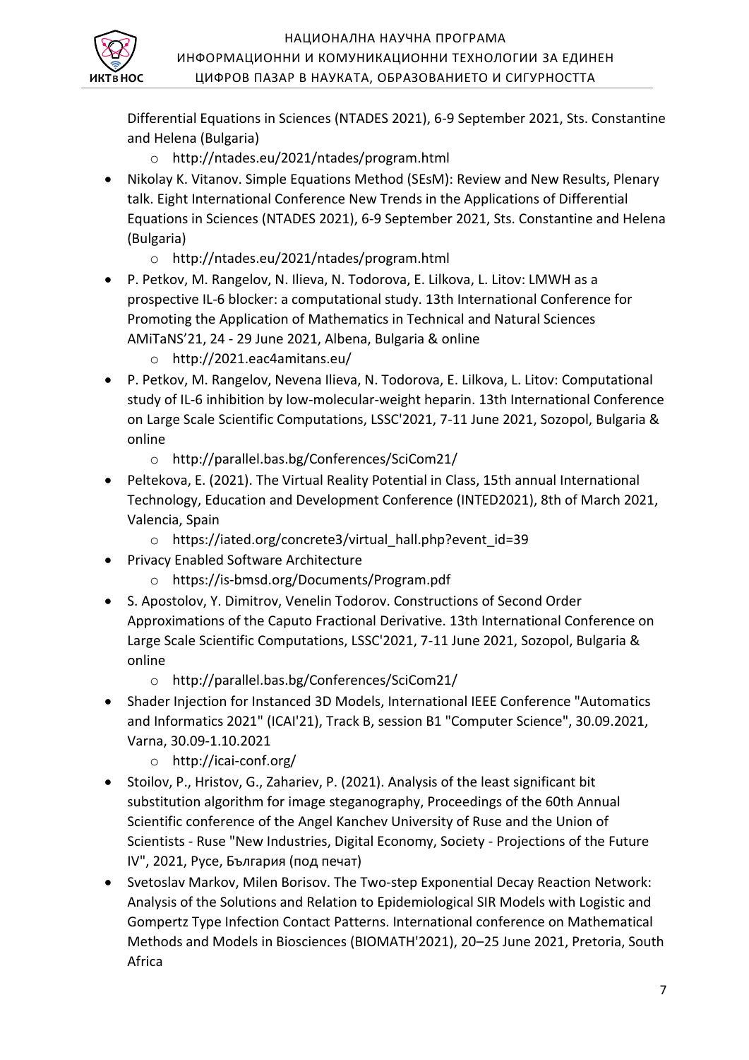Differential Equations in Sciences (NTADES 2021), 6-9 September 2021, Sts. Constantine and Helena (Bulgaria)

  - http://ntades.eu/2021/ntades/program.html

- Nikolay K. Vitanov. Simple Equations Method (SEsM): Review and New Results, Plenary talk. Eight International Conference New Trends in the Applications of Differential Equations in Sciences (NTADES 2021), 6-9 September 2021, Sts. Constantine and Helena (Bulgaria)
  - http://ntades.eu/2021/ntades/program.html
- P. Petkov, M. Rangelov, N. Ilieva, N. Todorova, E. Lilkova, L. Litov: LMWH as a prospective IL-6 blocker: a computational study. 13th International Conference for Promoting the Application of Mathematics in Technical and Natural Sciences AMiTaNS'21, 24 - 29 June 2021, Albena, Bulgaria & online
  - http://2021.eac4amitans.eu/
- P. Petkov, M. Rangelov, Nevena Ilieva, N. Todorova, E. Lilkova, L. Litov: Computational study of IL-6 inhibition by low-molecular-weight heparin. 13th International Conference on Large Scale Scientific Computations, LSSC'2021, 7-11 June 2021, Sozopol, Bulgaria & online
  - http://parallel.bas.bg/Conferences/SciCom21/
- Peltekova, E. (2021). The Virtual Reality Potential in Class, 15th annual International Technology, Education and Development Conference (INTED2021), 8th of March 2021, Valencia, Spain
  - https://iated.org/concrete3/virtual_hall.php?event_id=39
- Privacy Enabled Software Architecture
  - https://is-bmsd.org/Documents/Program.pdf
- S. Apostolov, Y. Dimitrov, Venelin Todorov. Constructions of Second Order Approximations of the Caputo Fractional Derivative. 13th International Conference on Large Scale Scientific Computations, LSSC'2021, 7-11 June 2021, Sozopol, Bulgaria & online
  - http://parallel.bas.bg/Conferences/SciCom21/
- Shader Injection for Instanced 3D Models, International IEEE Conference "Automatics and Informatics 2021" (ICAI'21), Track B, session B1 "Computer Science", 30.09.2021, Varna, 30.09-1.10.2021
  - http://icai-conf.org/
- Stoilov, P., Hristov, G., Zahariev, P. (2021). Analysis of the least significant bit substitution algorithm for image steganography, Proceedings of the 60th Annual Scientific conference of the Angel Kanchev University of Ruse and the Union of Scientists - Ruse "New Industries, Digital Economy, Society - Projections of the Future IV", 2021, Русе, България (под печат)
- Svetoslav Markov, Milen Borisov. The Two-step Exponential Decay Reaction Network: Analysis of the Solutions and Relation to Epidemiological SIR Models with Logistic and Gompertz Type Infection Contact Patterns. International conference on Mathematical Methods and Models in Biosciences (BIOMATH'2021), 20–25 June 2021, Pretoria, South Africa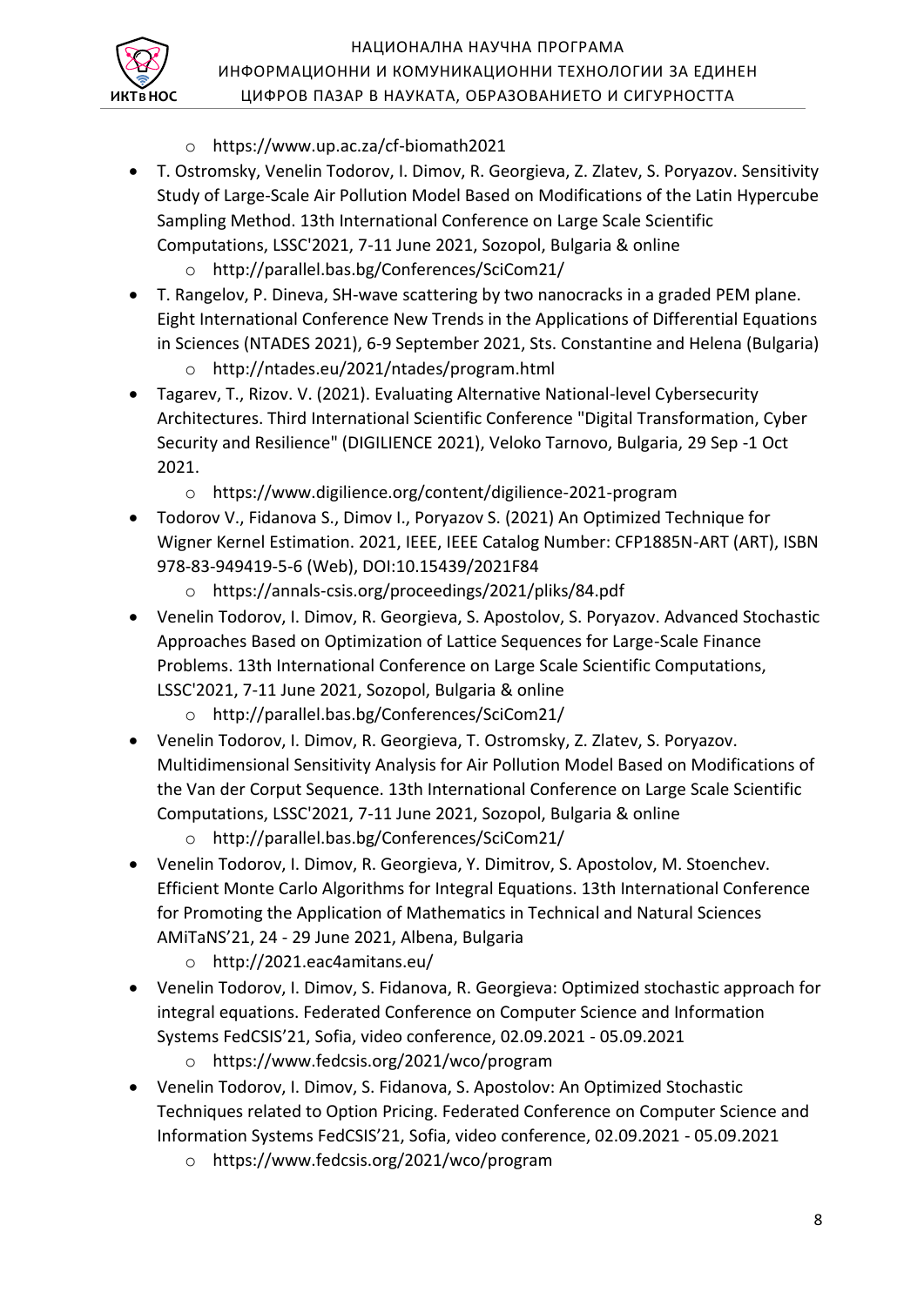- https://www.up.ac.za/cf-biomath2021
- T. Ostromsky, Venelin Todorov, I. Dimov, R. Georgieva, Z. Zlatev, S. Poryazov. Sensitivity Study of Large-Scale Air Pollution Model Based on Modifications of the Latin Hypercube Sampling Method. 13th International Conference on Large Scale Scientific Computations, LSSC'2021, 7-11 June 2021, Sozopol, Bulgaria & online
    - http://parallel.bas.bg/Conferences/SciCom21/
- T. Rangelov, P. Dineva, SH-wave scattering by two nanocracks in a graded PEM plane. Eight International Conference New Trends in the Applications of Differential Equations in Sciences (NTADES 2021), 6-9 September 2021, Sts. Constantine and Helena (Bulgaria)
    - http://ntades.eu/2021/ntades/program.html
- Tagarev, T., Rizov. V. (2021). Evaluating Alternative National-level Cybersecurity Architectures. Third International Scientific Conference "Digital Transformation, Cyber Security and Resilience" (DIGILIENCE 2021), Veloko Tarnovo, Bulgaria, 29 Sep -1 Oct 2021.
    - https://www.digilience.org/content/digilience-2021-program
- Todorov V., Fidanova S., Dimov I., Poryazov S. (2021) An Optimized Technique for Wigner Kernel Estimation. 2021, IEEE, IEEE Catalog Number: CFP1885N-ART (ART), ISBN 978-83-949419-5-6 (Web), DOI:10.15439/2021F84
    - https://annals-csis.org/proceedings/2021/pliks/84.pdf
- Venelin Todorov, I. Dimov, R. Georgieva, S. Apostolov, S. Poryazov. Advanced Stochastic Approaches Based on Optimization of Lattice Sequences for Large-Scale Finance Problems. 13th International Conference on Large Scale Scientific Computations, LSSC'2021, 7-11 June 2021, Sozopol, Bulgaria & online
    - http://parallel.bas.bg/Conferences/SciCom21/
- Venelin Todorov, I. Dimov, R. Georgieva, T. Ostromsky, Z. Zlatev, S. Poryazov. Multidimensional Sensitivity Analysis for Air Pollution Model Based on Modifications of the Van der Corput Sequence. 13th International Conference on Large Scale Scientific Computations, LSSC'2021, 7-11 June 2021, Sozopol, Bulgaria & online
    - http://parallel.bas.bg/Conferences/SciCom21/
- Venelin Todorov, I. Dimov, R. Georgieva, Y. Dimitrov, S. Apostolov, M. Stoenchev. Efficient Monte Carlo Algorithms for Integral Equations. 13th International Conference for Promoting the Application of Mathematics in Technical and Natural Sciences AMiTaNS'21, 24 - 29 June 2021, Albena, Bulgaria
    - http://2021.eac4amitans.eu/
- Venelin Todorov, I. Dimov, S. Fidanova, R. Georgieva: Optimized stochastic approach for integral equations. Federated Conference on Computer Science and Information Systems FedCSIS'21, Sofia, video conference, 02.09.2021 - 05.09.2021
    - https://www.fedcsis.org/2021/wco/program
- Venelin Todorov, I. Dimov, S. Fidanova, S. Apostolov: An Optimized Stochastic Techniques related to Option Pricing. Federated Conference on Computer Science and Information Systems FedCSIS'21, Sofia, video conference, 02.09.2021 - 05.09.2021
    - https://www.fedcsis.org/2021/wco/program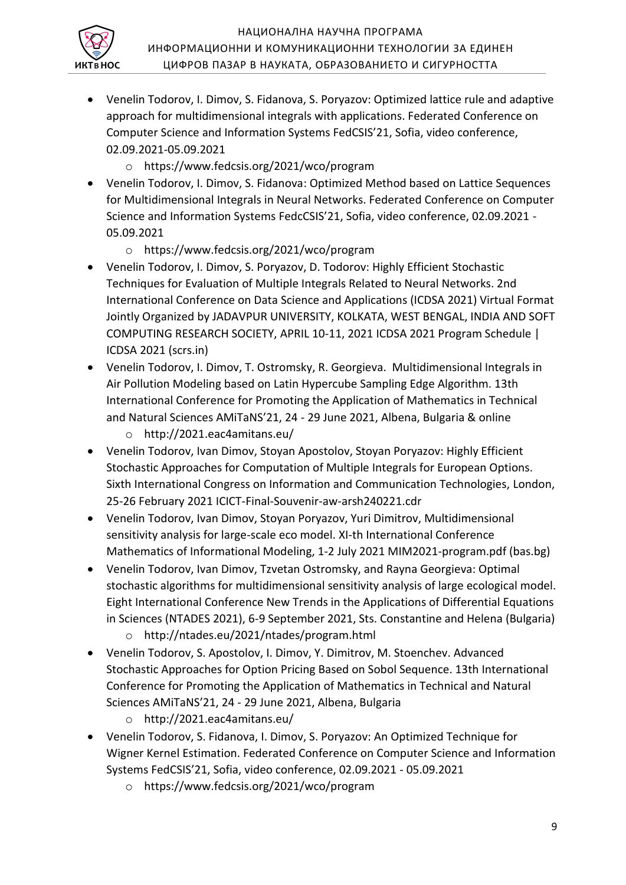- Venelin Todorov, I. Dimov, S. Fidanova, S. Poryazov: Optimized lattice rule and adaptive approach for multidimensional integrals with applications. Federated Conference on Computer Science and Information Systems FedCSIS'21, Sofia, video conference, 02.09.2021-05.09.2021
    - https://www.fedcsis.org/2021/wco/program
- Venelin Todorov, I. Dimov, S. Fidanova: Optimized Method based on Lattice Sequences for Multidimensional Integrals in Neural Networks. Federated Conference on Computer Science and Information Systems FedcCSIS'21, Sofia, video conference, 02.09.2021 - 05.09.2021
    - https://www.fedcsis.org/2021/wco/program
- Venelin Todorov, I. Dimov, S. Poryazov, D. Todorov: Highly Efficient Stochastic Techniques for Evaluation of Multiple Integrals Related to Neural Networks. 2nd International Conference on Data Science and Applications (ICDSA 2021) Virtual Format Jointly Organized by JADAVPUR UNIVERSITY, KOLKATA, WEST BENGAL, INDIA AND SOFT COMPUTING RESEARCH SOCIETY, APRIL 10-11, 2021 ICDSA 2021 Program Schedule | ICDSA 2021 (scrs.in)
- Venelin Todorov, I. Dimov, T. Ostromsky, R. Georgieva. Multidimensional Integrals in Air Pollution Modeling based on Latin Hypercube Sampling Edge Algorithm. 13th International Conference for Promoting the Application of Mathematics in Technical and Natural Sciences AMiTaNS'21, 24 - 29 June 2021, Albena, Bulgaria & online
    - http://2021.eac4amitans.eu/
- Venelin Todorov, Ivan Dimov, Stoyan Apostolov, Stoyan Poryazov: Highly Efficient Stochastic Approaches for Computation of Multiple Integrals for European Options. Sixth International Congress on Information and Communication Technologies, London, 25-26 February 2021 ICICT-Final-Souvenir-aw-arsh240221.cdr
- Venelin Todorov, Ivan Dimov, Stoyan Poryazov, Yuri Dimitrov, Multidimensional sensitivity analysis for large-scale eco model. XI-th International Conference Mathematics of Informational Modeling, 1-2 July 2021 MIM2021-program.pdf (bas.bg)
- Venelin Todorov, Ivan Dimov, Tzvetan Ostromsky, and Rayna Georgieva: Optimal stochastic algorithms for multidimensional sensitivity analysis of large ecological model. Eight International Conference New Trends in the Applications of Differential Equations in Sciences (NTADES 2021), 6-9 September 2021, Sts. Constantine and Helena (Bulgaria)
    - http://ntades.eu/2021/ntades/program.html
- Venelin Todorov, S. Apostolov, I. Dimov, Y. Dimitrov, M. Stoenchev. Advanced Stochastic Approaches for Option Pricing Based on Sobol Sequence. 13th International Conference for Promoting the Application of Mathematics in Technical and Natural Sciences AMiTaNS'21, 24 - 29 June 2021, Albena, Bulgaria
    - http://2021.eac4amitans.eu/
- Venelin Todorov, S. Fidanova, I. Dimov, S. Poryazov: An Optimized Technique for Wigner Kernel Estimation. Federated Conference on Computer Science and Information Systems FedCSIS'21, Sofia, video conference, 02.09.2021 - 05.09.2021
    - https://www.fedcsis.org/2021/wco/program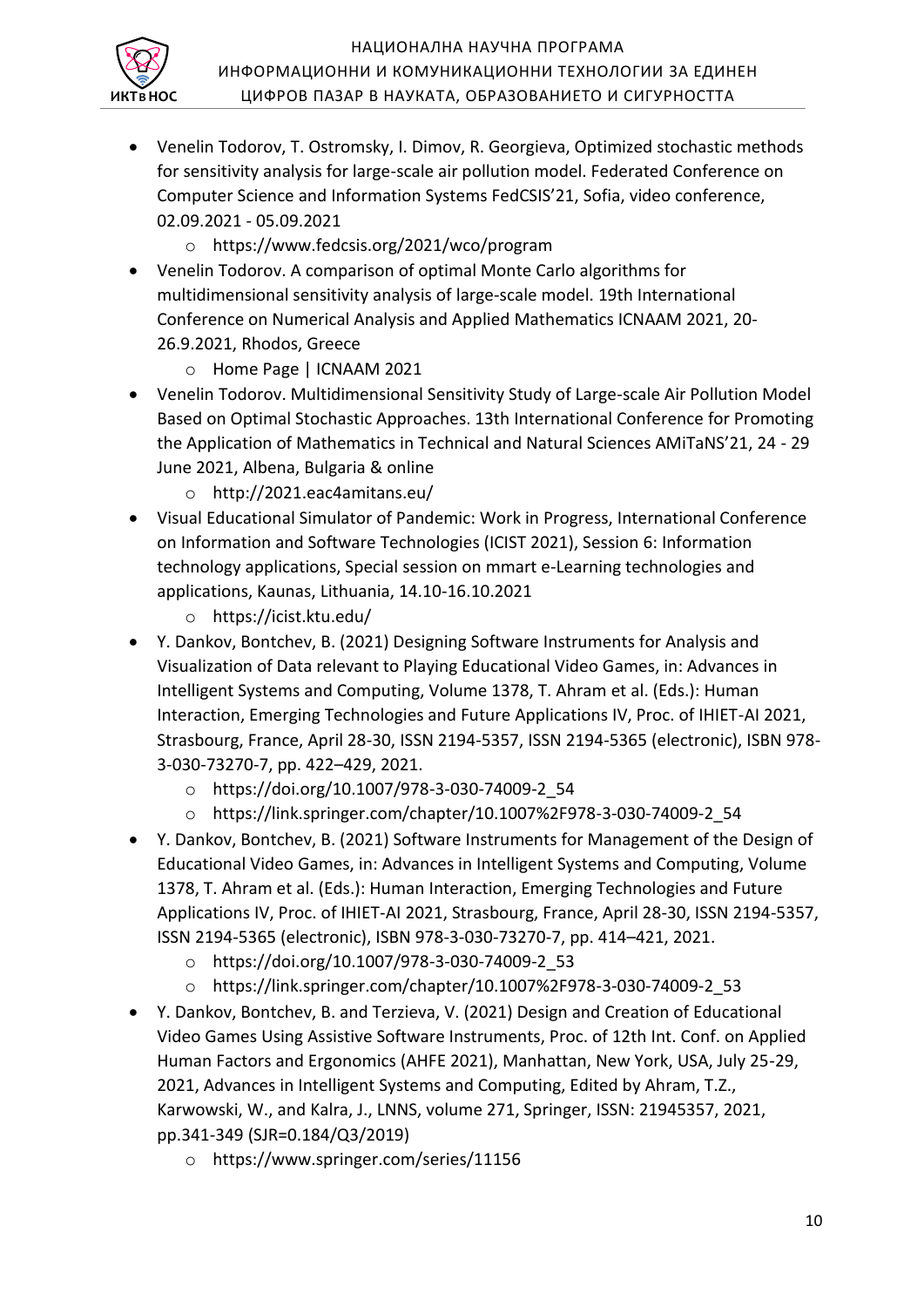- Venelin Todorov, T. Ostromsky, I. Dimov, R. Georgieva, Optimized stochastic methods for sensitivity analysis for large-scale air pollution model. Federated Conference on Computer Science and Information Systems FedCSIS'21, Sofia, video conference, 02.09.2021 - 05.09.2021
    - https://www.fedcsis.org/2021/wco/program
- Venelin Todorov. A comparison of optimal Monte Carlo algorithms for multidimensional sensitivity analysis of large-scale model. 19th International Conference on Numerical Analysis and Applied Mathematics ICNAAM 2021, 20-26.9.2021, Rhodos, Greece
    - Home Page | ICNAAM 2021
- Venelin Todorov. Multidimensional Sensitivity Study of Large-scale Air Pollution Model Based on Optimal Stochastic Approaches. 13th International Conference for Promoting the Application of Mathematics in Technical and Natural Sciences AMiTaNS'21, 24 - 29 June 2021, Albena, Bulgaria & online
    - http://2021.eac4amitans.eu/
- Visual Educational Simulator of Pandemic: Work in Progress, International Conference on Information and Software Technologies (ICIST 2021), Session 6: Information technology applications, Special session on mmart e-Learning technologies and applications, Kaunas, Lithuania, 14.10-16.10.2021
    - https://icist.ktu.edu/
- Y. Dankov, Bontchev, B. (2021) Designing Software Instruments for Analysis and Visualization of Data relevant to Playing Educational Video Games, in: Advances in Intelligent Systems and Computing, Volume 1378, T. Ahram et al. (Eds.): Human Interaction, Emerging Technologies and Future Applications IV, Proc. of IHIET-AI 2021, Strasbourg, France, April 28-30, ISSN 2194-5357, ISSN 2194-5365 (electronic), ISBN 978-3-030-73270-7, pp. 422–429, 2021.
    - https://doi.org/10.1007/978-3-030-74009-2_54
    - https://link.springer.com/chapter/10.1007%2F978-3-030-74009-2_54
- Y. Dankov, Bontchev, B. (2021) Software Instruments for Management of the Design of Educational Video Games, in: Advances in Intelligent Systems and Computing, Volume 1378, T. Ahram et al. (Eds.): Human Interaction, Emerging Technologies and Future Applications IV, Proc. of IHIET-AI 2021, Strasbourg, France, April 28-30, ISSN 2194-5357, ISSN 2194-5365 (electronic), ISBN 978-3-030-73270-7, pp. 414–421, 2021.
    - https://doi.org/10.1007/978-3-030-74009-2_53
    - https://link.springer.com/chapter/10.1007%2F978-3-030-74009-2_53
- Y. Dankov, Bontchev, B. and Terzieva, V. (2021) Design and Creation of Educational Video Games Using Assistive Software Instruments, Proc. of 12th Int. Conf. on Applied Human Factors and Ergonomics (AHFE 2021), Manhattan, New York, USA, July 25-29, 2021, Advances in Intelligent Systems and Computing, Edited by Ahram, T.Z., Karwowski, W., and Kalra, J., LNNS, volume 271, Springer, ISSN: 21945357, 2021, pp.341-349 (SJR=0.184/Q3/2019)
    - https://www.springer.com/series/11156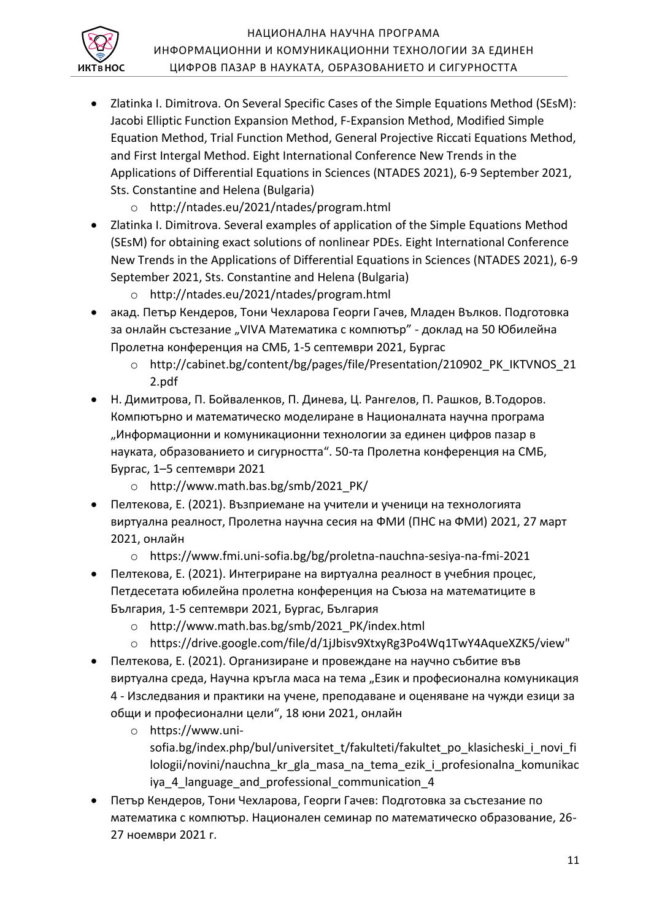- Zlatinka I. Dimitrova. On Several Specific Cases of the Simple Equations Method (SEsM): Jacobi Elliptic Function Expansion Method, F-Expansion Method, Modified Simple Equation Method, Trial Function Method, General Projective Riccati Equations Method, and First Intergal Method. Eight International Conference New Trends in the Applications of Differential Equations in Sciences (NTADES 2021), 6-9 September 2021, Sts. Constantine and Helena (Bulgaria)
    - http://ntades.eu/2021/ntades/program.html
- Zlatinka I. Dimitrova. Several examples of application of the Simple Equations Method (SEsM) for obtaining exact solutions of nonlinear PDEs. Eight International Conference New Trends in the Applications of Differential Equations in Sciences (NTADES 2021), 6-9 September 2021, Sts. Constantine and Helena (Bulgaria)
    - http://ntades.eu/2021/ntades/program.html
- акад. Петър Кендеров, Тони Чехларова Георги Гачев, Младен Вълков. Подготовка за онлайн състезание „VIVA Математика с компютър" - доклад на 50 Юбилейна Пролетна конференция на СМБ, 1-5 септември 2021, Бургас
    - http://cabinet.bg/content/bg/pages/file/Presentation/210902_PK_IKTVNOS_212.pdf
- Н. Димитрова, П. Бойваленков, П. Динева, Ц. Рангелов, П. Рашков, В.Тодоров. Компютърно и математическо моделиране в Националната научна програма „Информационни и комуникационни технологии за единен цифров пазар в науката, образованието и сигурността". 50-та Пролетна конференция на СМБ, Бургас, 1–5 септември 2021
    - http://www.math.bas.bg/smb/2021_PK/
- Пелтекова, Е. (2021). Възприемане на учители и ученици на технологията виртуална реалност, Пролетна научна сесия на ФМИ (ПНС на ФМИ) 2021, 27 март 2021, онлайн
    - https://www.fmi.uni-sofia.bg/bg/proletna-nauchna-sesiya-na-fmi-2021
- Пелтекова, Е. (2021). Интегриране на виртуална реалност в учебния процес, Петдесетата юбилейна пролетна конференция на Съюза на математиците в България, 1-5 септември 2021, Бургас, България
    - http://www.math.bas.bg/smb/2021_PK/index.html
    - https://drive.google.com/file/d/1jJbisv9XtxyRg3Po4Wq1TwY4AqueXZK5/view"
- Пелтекова, Е. (2021). Организиране и провеждане на научно събитие във виртуална среда, Научна кръгла маса на тема „Език и професионална комуникация 4 - Изследвания и практики на учене, преподаване и оценяване на чужди езици за общи и професионални цели", 18 юни 2021, онлайн
    - https://www.uni-sofia.bg/index.php/bul/universitet_t/fakulteti/fakultet_po_klasicheski_i_novi_filologii/novini/nauchna_kr_gla_masa_na_tema_ezik_i_profesionalna_komunikaciya_4_language_and_professional_communication_4
- Петър Кендеров, Тони Чехларова, Георги Гачев: Подготовка за състезание по математика с компютър. Национален семинар по математическо образование, 26-27 ноември 2021 г.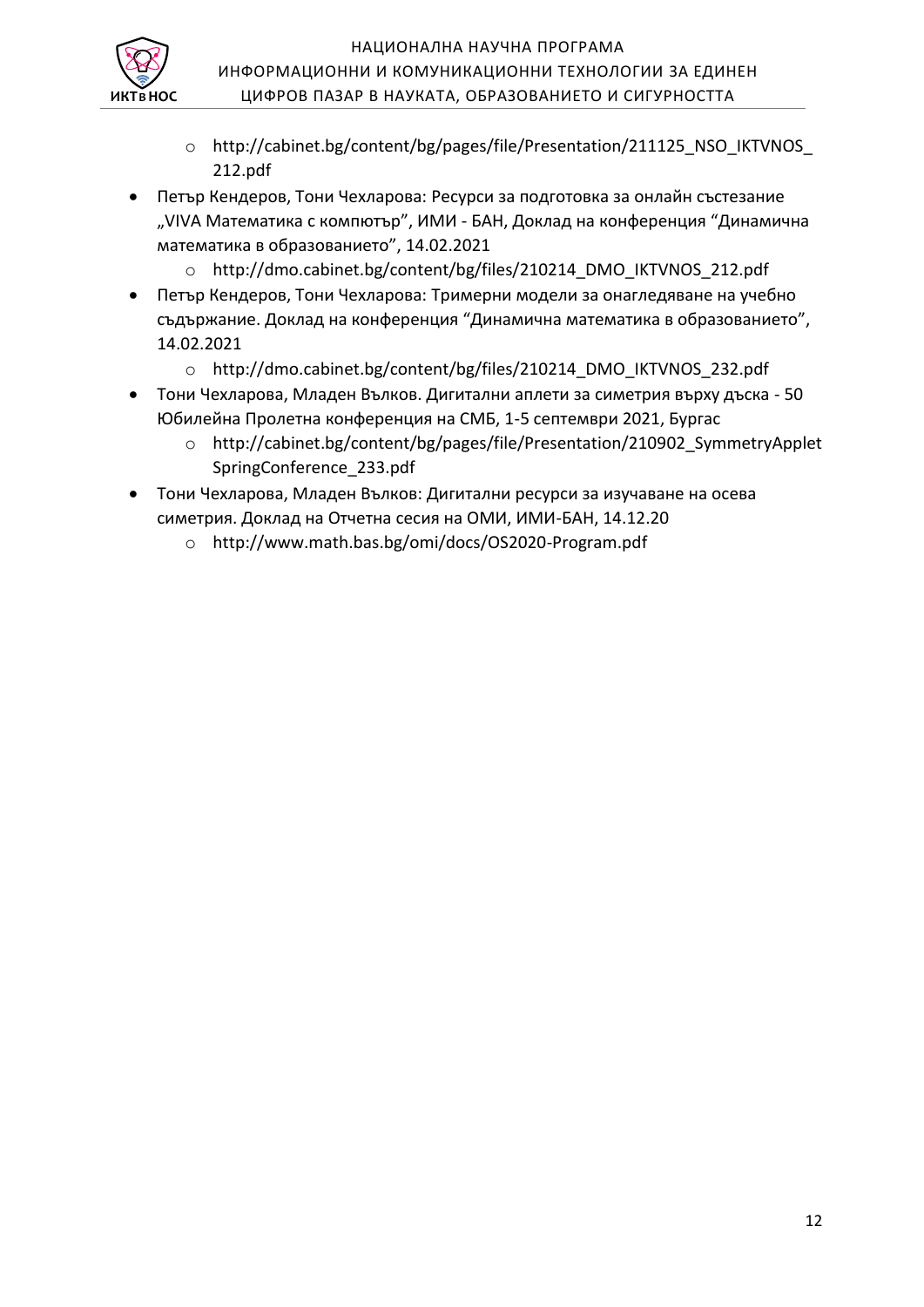- http://cabinet.bg/content/bg/pages/file/Presentation/211125_NSO_IKTVNOS_212.pdf
- Петър Кендеров, Тони Чехларова: Ресурси за подготовка за онлайн състезание „VIVA Математика с компютър”, ИМИ - БАН, Доклад на конференция “Динамична математика в образованието”, 14.02.2021
    - http://dmo.cabinet.bg/content/bg/files/210214_DMO_IKTVNOS_212.pdf
- Петър Кендеров, Тони Чехларова: Тримерни модели за онагледяване на учебно съдържание. Доклад на конференция “Динамична математика в образованието”, 14.02.2021
    - http://dmo.cabinet.bg/content/bg/files/210214_DMO_IKTVNOS_232.pdf
- Тони Чехларова, Младен Вълков. Дигитални аплети за симетрия върху дъска - 50 Юбилейна Пролетна конференция на СМБ, 1-5 септември 2021, Бургас
    - http://cabinet.bg/content/bg/pages/file/Presentation/210902_SymmetryAppletSpringConference_233.pdf
- Тони Чехларова, Младен Вълков: Дигитални ресурси за изучаване на осева симетрия. Доклад на Отчетна сесия на ОМИ, ИМИ-БАН, 14.12.20
    - http://www.math.bas.bg/omi/docs/OS2020-Program.pdf